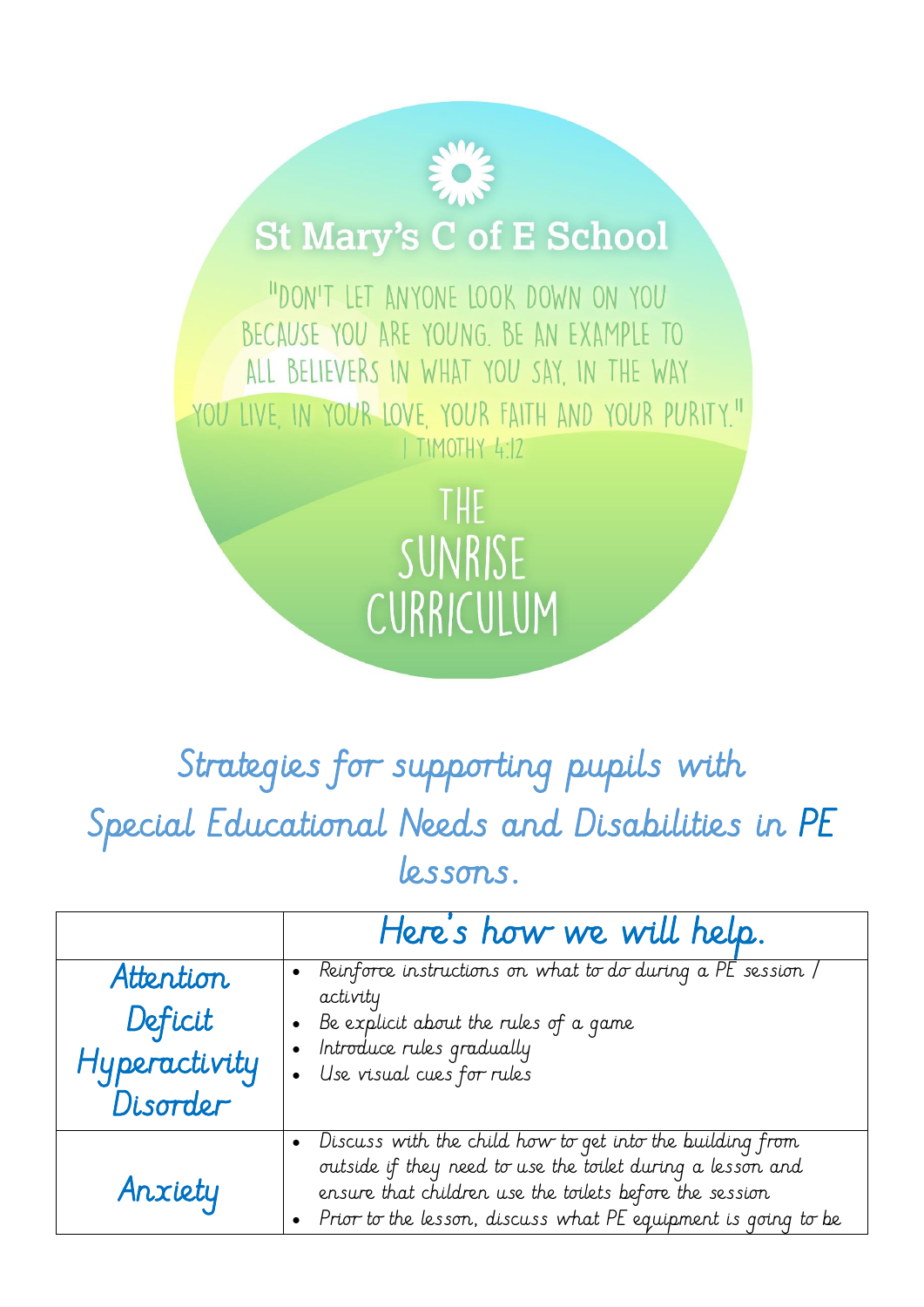# St Mary's C of E School

"Don't let anyone look down on you because you are young. Be an example to all believers in what you say, in the way you live, in your love, your faith and your purity."
1 Timothy 4:12

## The Sunrise Curriculum

## Strategies for supporting pupils with Special Educational Needs and Disabilities in PE lessons.

| | Here's how we will help. |
|---|---|
| Attention Deficit Hyperactivity Disorder | • Reinforce instructions on what to do during a PE session / activity<br>• Be explicit about the rules of a game<br>• Introduce rules gradually<br>• Use visual cues for rules |
| Anxiety | • Discuss with the child how to get into the building from outside if they need to use the toilet during a lesson and ensure that children use the toilets before the session<br>• Prior to the lesson, discuss what PE equipment is going to be |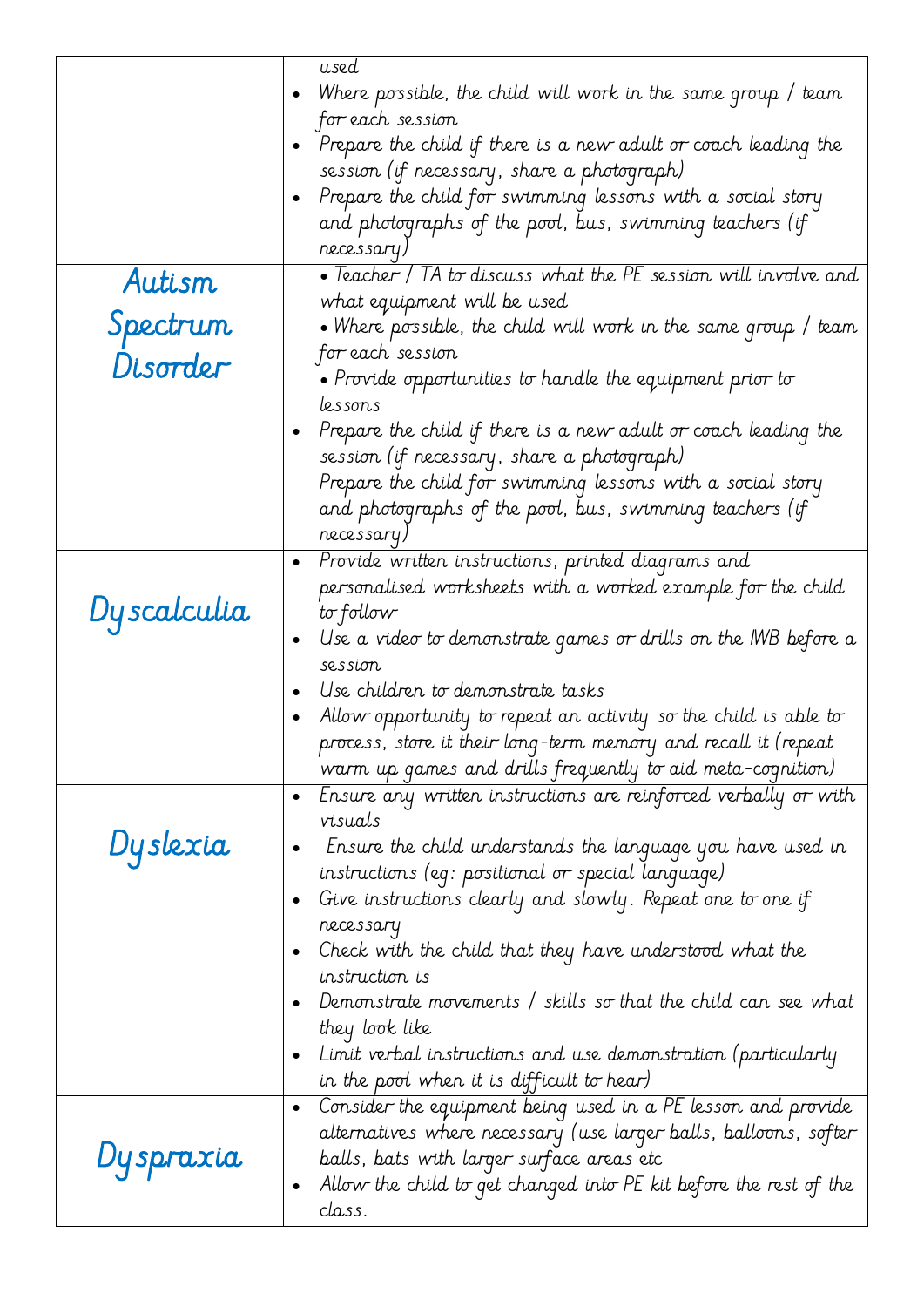| | |
|---|---|
| | used<br>• Where possible, the child will work in the same group / team for each session<br>• Prepare the child if there is a new adult or coach leading the session (if necessary, share a photograph)<br>• Prepare the child for swimming lessons with a social story and photographs of the pool, bus, swimming teachers (if necessary) |
| Autism Spectrum Disorder | • Teacher / TA to discuss what the PE session will involve and what equipment will be used<br>• Where possible, the child will work in the same group / team for each session<br>• Provide opportunities to handle the equipment prior to lessons<br>• Prepare the child if there is a new adult or coach leading the session (if necessary, share a photograph)<br>Prepare the child for swimming lessons with a social story and photographs of the pool, bus, swimming teachers (if necessary) |
| Dyscalculia | • Provide written instructions, printed diagrams and personalised worksheets with a worked example for the child to follow<br>• Use a video to demonstrate games or drills on the IWB before a session<br>• Use children to demonstrate tasks<br>• Allow opportunity to repeat an activity so the child is able to process, store it their long-term memory and recall it (repeat warm up games and drills frequently to aid meta-cognition) |
| Dyslexia | • Ensure any written instructions are reinforced verbally or with visuals<br>• Ensure the child understands the language you have used in instructions (eg: positional or special language)<br>• Give instructions clearly and slowly. Repeat one to one if necessary<br>• Check with the child that they have understood what the instruction is<br>• Demonstrate movements / skills so that the child can see what they look like<br>• Limit verbal instructions and use demonstration (particularly in the pool when it is difficult to hear) |
| Dyspraxia | • Consider the equipment being used in a PE lesson and provide alternatives where necessary (use larger balls, balloons, softer balls, bats with larger surface areas etc<br>• Allow the child to get changed into PE kit before the rest of the class. |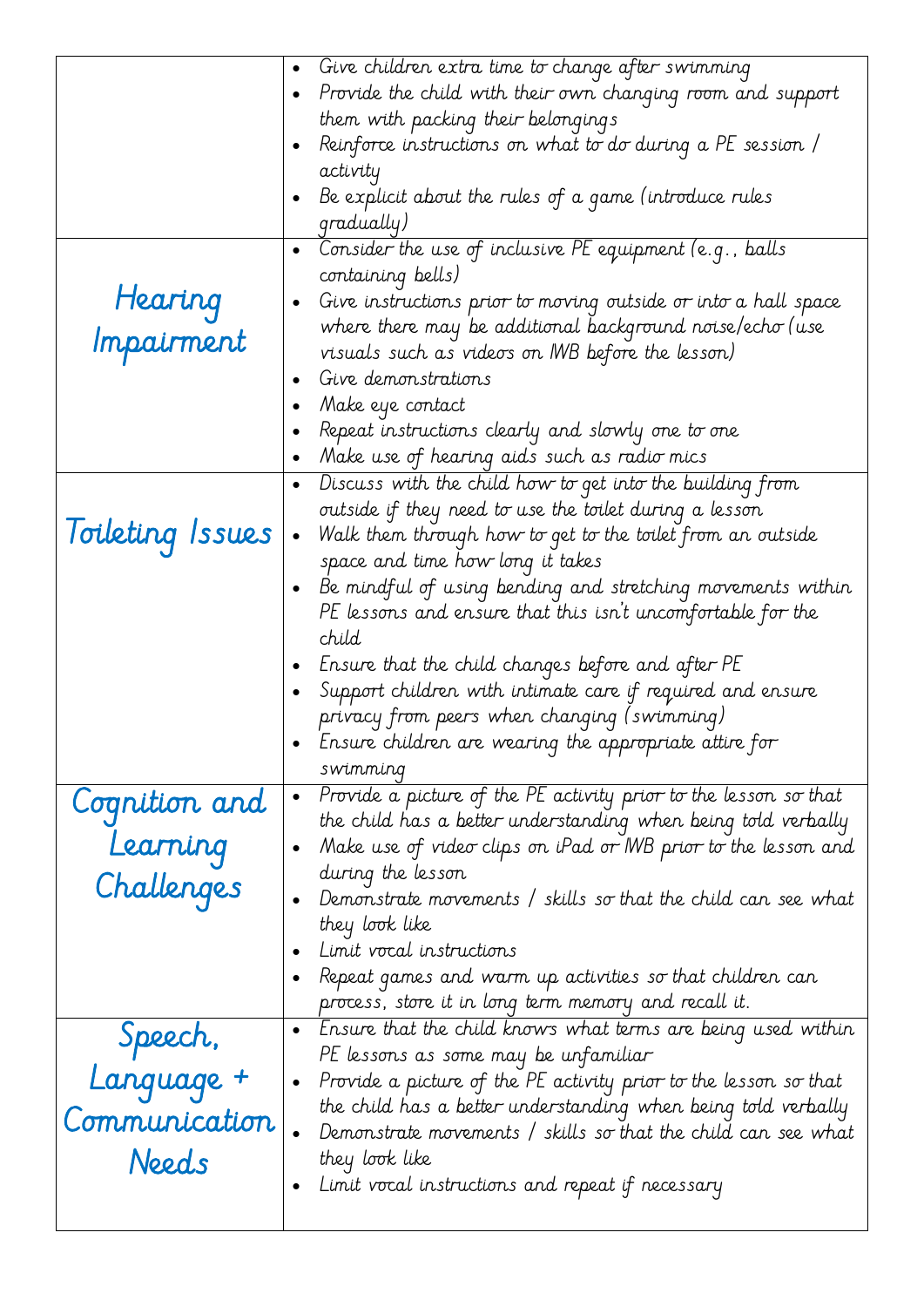| | |
|---|---|
| | • Give children extra time to change after swimming<br>• Provide the child with their own changing room and support them with packing their belongings<br>• Reinforce instructions on what to do during a PE session / activity<br>• Be explicit about the rules of a game (introduce rules gradually) |
| Hearing Impairment | • Consider the use of inclusive PE equipment (e.g., balls containing bells)<br>• Give instructions prior to moving outside or into a hall space where there may be additional background noise/echo (use visuals such as videos on IWB before the lesson)<br>• Give demonstrations<br>• Make eye contact<br>• Repeat instructions clearly and slowly one to one<br>• Make use of hearing aids such as radio mics |
| Toileting Issues | • Discuss with the child how to get into the building from outside if they need to use the toilet during a lesson<br>• Walk them through how to get to the toilet from an outside space and time how long it takes<br>• Be mindful of using bending and stretching movements within PE lessons and ensure that this isn't uncomfortable for the child<br>• Ensure that the child changes before and after PE<br>• Support children with intimate care if required and ensure privacy from peers when changing (swimming)<br>• Ensure children are wearing the appropriate attire for swimming |
| Cognition and Learning Challenges | • Provide a picture of the PE activity prior to the lesson so that the child has a better understanding when being told verbally<br>• Make use of video clips on iPad or IWB prior to the lesson and during the lesson<br>• Demonstrate movements / skills so that the child can see what they look like<br>• Limit vocal instructions<br>• Repeat games and warm up activities so that children can process, store it in long term memory and recall it. |
| Speech, Language + Communication Needs | • Ensure that the child knows what terms are being used within PE lessons as some may be unfamiliar<br>• Provide a picture of the PE activity prior to the lesson so that the child has a better understanding when being told verbally<br>• Demonstrate movements / skills so that the child can see what they look like<br>• Limit vocal instructions and repeat if necessary |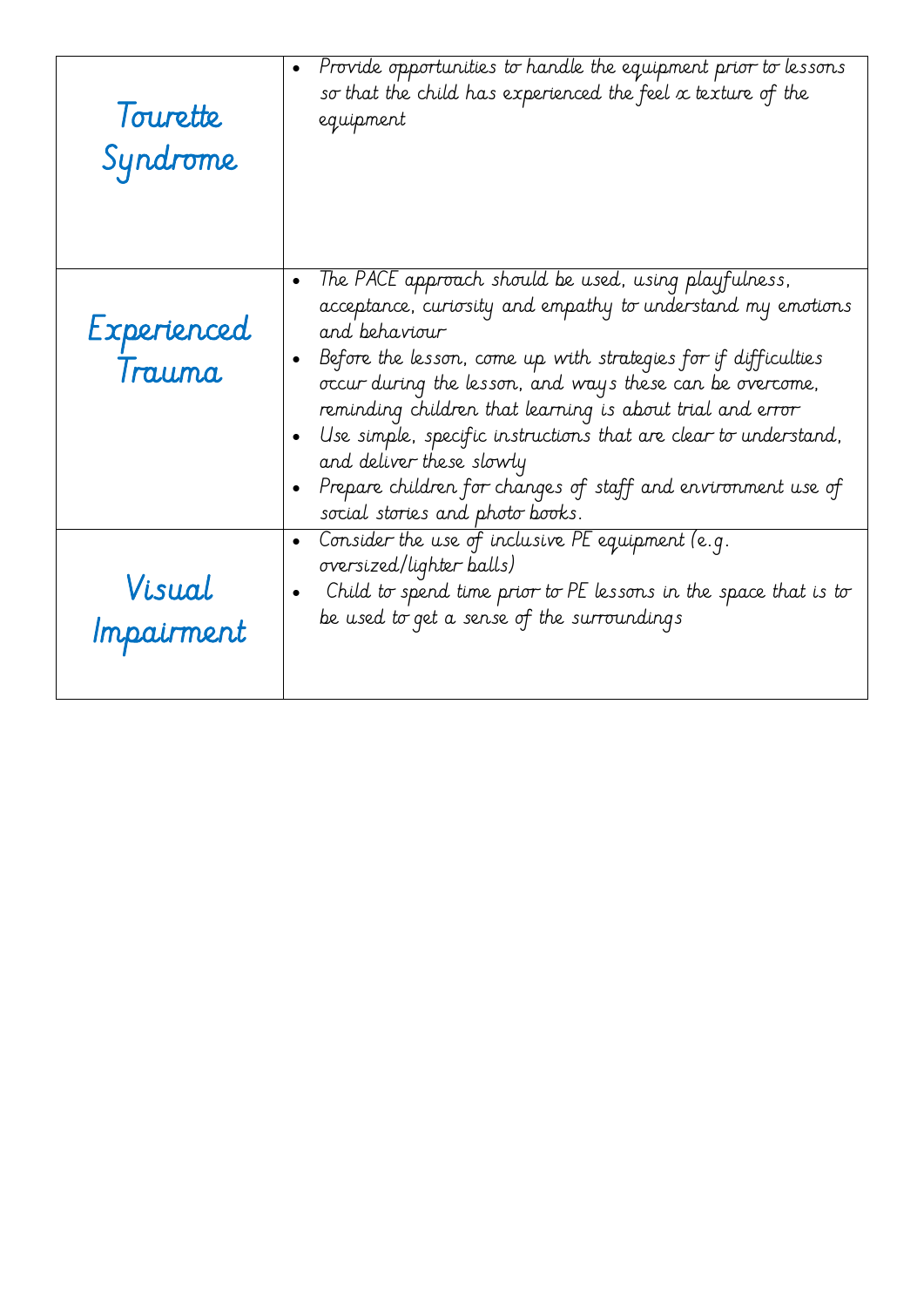| | |
|---|---|
| Tourette Syndrome | • Provide opportunities to handle the equipment prior to lessons so that the child has experienced the feel x texture of the equipment |
| Experienced Trauma | • The PACE approach should be used, using playfulness, acceptance, curiosity and empathy to understand my emotions and behaviour<br>• Before the lesson, come up with strategies for if difficulties occur during the lesson, and ways these can be overcome, reminding children that learning is about trial and error<br>• Use simple, specific instructions that are clear to understand, and deliver these slowly<br>• Prepare children for changes of staff and environment use of social stories and photo books. |
| Visual Impairment | • Consider the use of inclusive PE equipment (e.g. oversized/lighter balls)<br>• Child to spend time prior to PE lessons in the space that is to be used to get a sense of the surroundings |